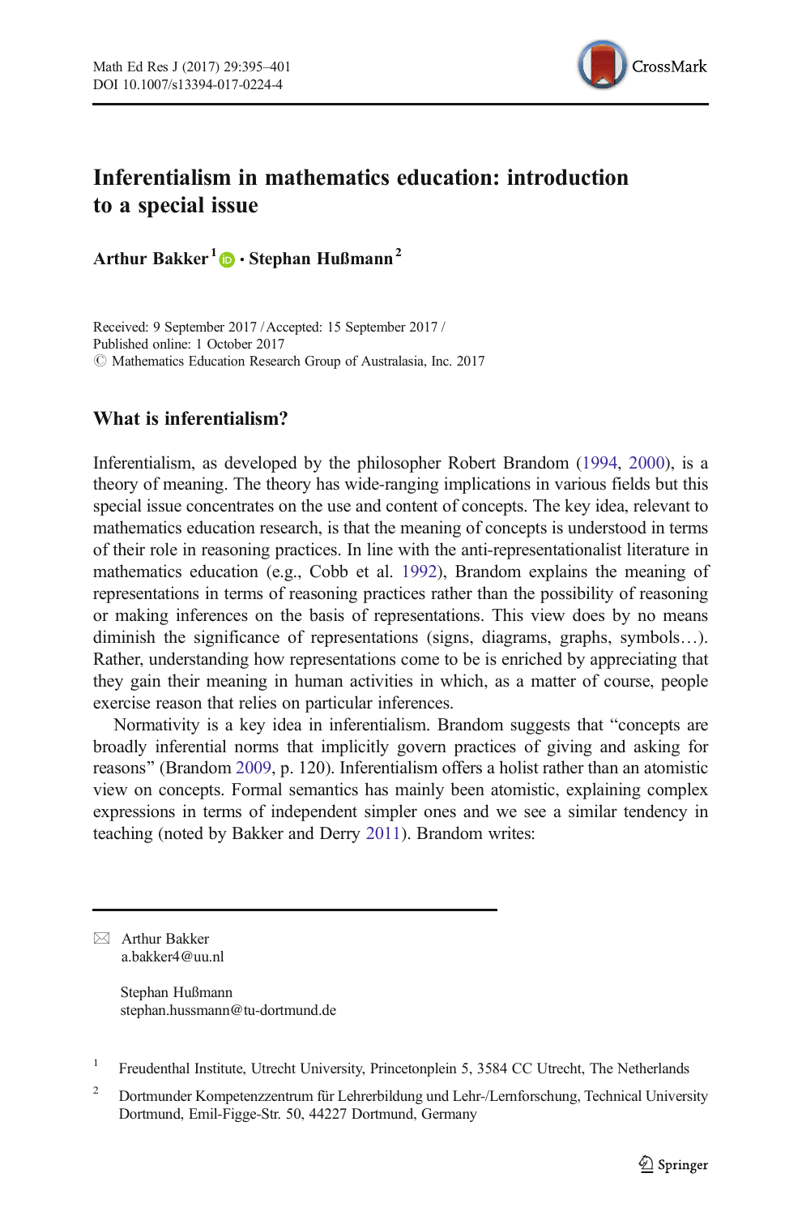# Inferentialism in mathematics education: introduction to a special issue

**Arthur Bakker[1] · Stephan Hußmann[2]**

Received: 9 September 2017 / Accepted: 15 September 2017 /
Published online: 1 October 2017
© Mathematics Education Research Group of Australasia, Inc. 2017

## What is inferentialism?

Inferentialism, as developed by the philosopher Robert Brandom (1994, 2000), is a theory of meaning. The theory has wide-ranging implications in various fields but this special issue concentrates on the use and content of concepts. The key idea, relevant to mathematics education research, is that the meaning of concepts is understood in terms of their role in reasoning practices. In line with the anti-representationalist literature in mathematics education (e.g., Cobb et al. 1992), Brandom explains the meaning of representations in terms of reasoning practices rather than the possibility of reasoning or making inferences on the basis of representations. This view does by no means diminish the significance of representations (signs, diagrams, graphs, symbols…). Rather, understanding how representations come to be is enriched by appreciating that they gain their meaning in human activities in which, as a matter of course, people exercise reason that relies on particular inferences.

Normativity is a key idea in inferentialism. Brandom suggests that "concepts are broadly inferential norms that implicitly govern practices of giving and asking for reasons" (Brandom 2009, p. 120). Inferentialism offers a holist rather than an atomistic view on concepts. Formal semantics has mainly been atomistic, explaining complex expressions in terms of independent simpler ones and we see a similar tendency in teaching (noted by Bakker and Derry 2011). Brandom writes:

---

✉ Arthur Bakker
a.bakker4@uu.nl

Stephan Hußmann
stephan.hussmann@tu-dortmund.de

[1] Freudenthal Institute, Utrecht University, Princetonplein 5, 3584 CC Utrecht, The Netherlands

[2] Dortmunder Kompetenzzentrum für Lehrerbildung und Lehr-/Lernforschung, Technical University Dortmund, Emil-Figge-Str. 50, 44227 Dortmund, Germany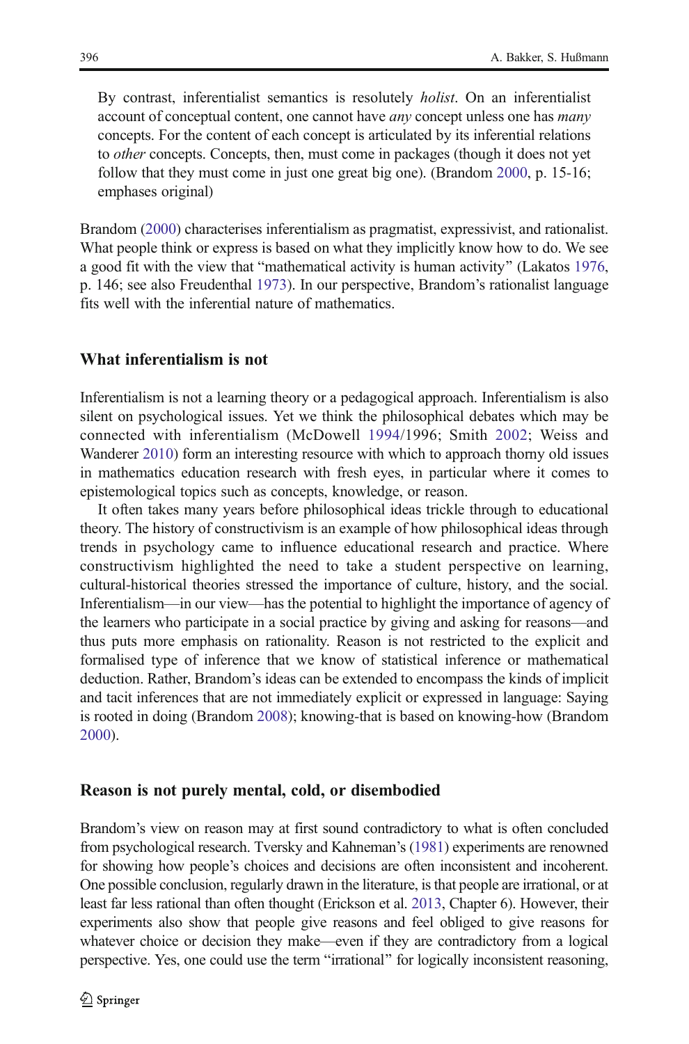> By contrast, inferentialist semantics is resolutely *holist*. On an inferentialist account of conceptual content, one cannot have *any* concept unless one has *many* concepts. For the content of each concept is articulated by its inferential relations to *other* concepts. Concepts, then, must come in packages (though it does not yet follow that they must come in just one great big one). (Brandom 2000, p. 15-16; emphases original)

Brandom (2000) characterises inferentialism as pragmatist, expressivist, and rationalist. What people think or express is based on what they implicitly know how to do. We see a good fit with the view that "mathematical activity is human activity" (Lakatos 1976, p. 146; see also Freudenthal 1973). In our perspective, Brandom's rationalist language fits well with the inferential nature of mathematics.

## What inferentialism is not

Inferentialism is not a learning theory or a pedagogical approach. Inferentialism is also silent on psychological issues. Yet we think the philosophical debates which may be connected with inferentialism (McDowell 1994/1996; Smith 2002; Weiss and Wanderer 2010) form an interesting resource with which to approach thorny old issues in mathematics education research with fresh eyes, in particular where it comes to epistemological topics such as concepts, knowledge, or reason.

It often takes many years before philosophical ideas trickle through to educational theory. The history of constructivism is an example of how philosophical ideas through trends in psychology came to influence educational research and practice. Where constructivism highlighted the need to take a student perspective on learning, cultural-historical theories stressed the importance of culture, history, and the social. Inferentialism—in our view—has the potential to highlight the importance of agency of the learners who participate in a social practice by giving and asking for reasons—and thus puts more emphasis on rationality. Reason is not restricted to the explicit and formalised type of inference that we know of statistical inference or mathematical deduction. Rather, Brandom's ideas can be extended to encompass the kinds of implicit and tacit inferences that are not immediately explicit or expressed in language: Saying is rooted in doing (Brandom 2008); knowing-that is based on knowing-how (Brandom 2000).

## Reason is not purely mental, cold, or disembodied

Brandom's view on reason may at first sound contradictory to what is often concluded from psychological research. Tversky and Kahneman's (1981) experiments are renowned for showing how people's choices and decisions are often inconsistent and incoherent. One possible conclusion, regularly drawn in the literature, is that people are irrational, or at least far less rational than often thought (Erickson et al. 2013, Chapter 6). However, their experiments also show that people give reasons and feel obliged to give reasons for whatever choice or decision they make—even if they are contradictory from a logical perspective. Yes, one could use the term "irrational" for logically inconsistent reasoning,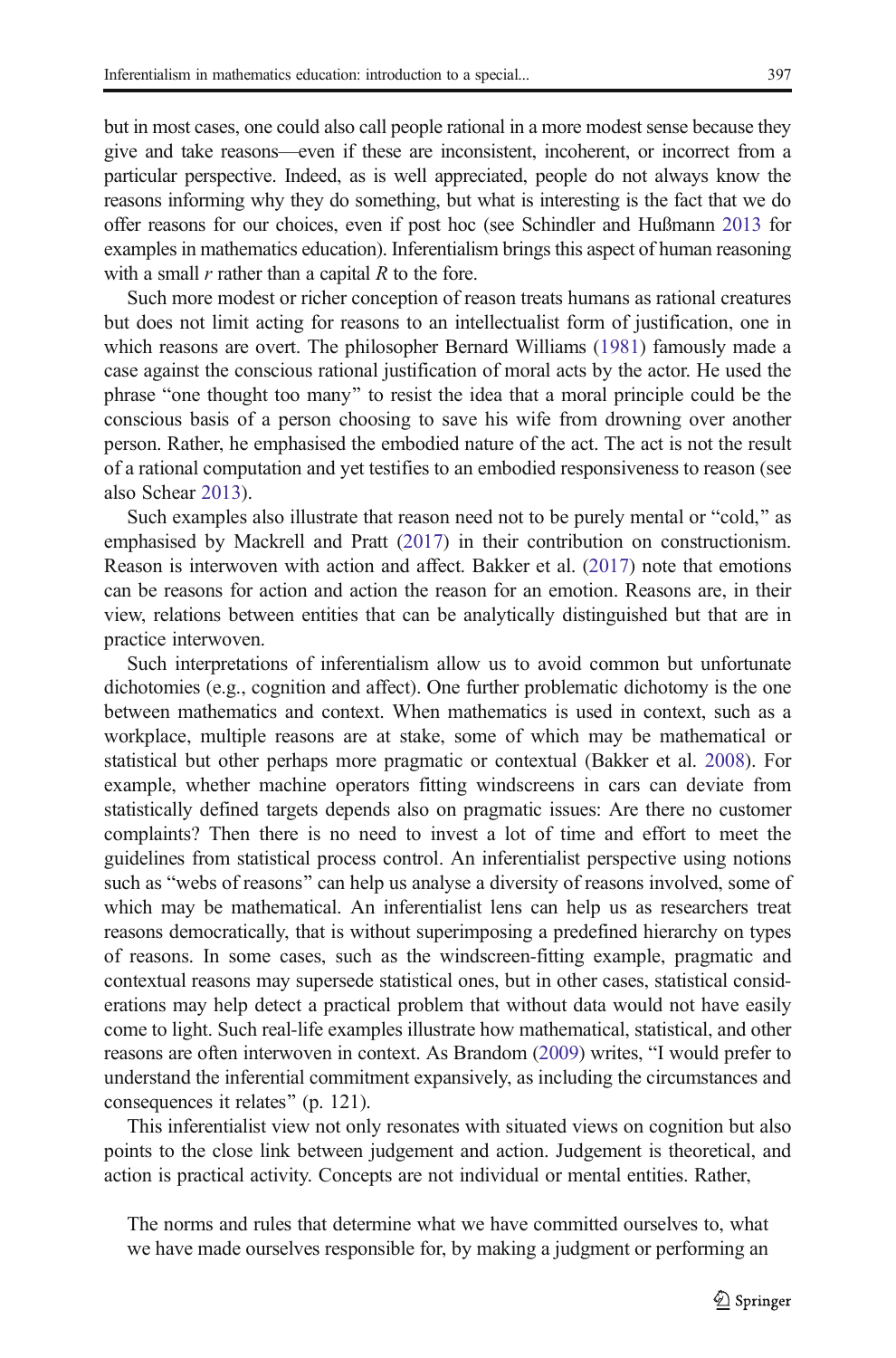but in most cases, one could also call people rational in a more modest sense because they give and take reasons—even if these are inconsistent, incoherent, or incorrect from a particular perspective. Indeed, as is well appreciated, people do not always know the reasons informing why they do something, but what is interesting is the fact that we do offer reasons for our choices, even if post hoc (see Schindler and Hußmann 2013 for examples in mathematics education). Inferentialism brings this aspect of human reasoning with a small *r* rather than a capital *R* to the fore.

Such more modest or richer conception of reason treats humans as rational creatures but does not limit acting for reasons to an intellectualist form of justification, one in which reasons are overt. The philosopher Bernard Williams (1981) famously made a case against the conscious rational justification of moral acts by the actor. He used the phrase "one thought too many" to resist the idea that a moral principle could be the conscious basis of a person choosing to save his wife from drowning over another person. Rather, he emphasised the embodied nature of the act. The act is not the result of a rational computation and yet testifies to an embodied responsiveness to reason (see also Schear 2013).

Such examples also illustrate that reason need not to be purely mental or "cold," as emphasised by Mackrell and Pratt (2017) in their contribution on constructionism. Reason is interwoven with action and affect. Bakker et al. (2017) note that emotions can be reasons for action and action the reason for an emotion. Reasons are, in their view, relations between entities that can be analytically distinguished but that are in practice interwoven.

Such interpretations of inferentialism allow us to avoid common but unfortunate dichotomies (e.g., cognition and affect). One further problematic dichotomy is the one between mathematics and context. When mathematics is used in context, such as a workplace, multiple reasons are at stake, some of which may be mathematical or statistical but other perhaps more pragmatic or contextual (Bakker et al. 2008). For example, whether machine operators fitting windscreens in cars can deviate from statistically defined targets depends also on pragmatic issues: Are there no customer complaints? Then there is no need to invest a lot of time and effort to meet the guidelines from statistical process control. An inferentialist perspective using notions such as "webs of reasons" can help us analyse a diversity of reasons involved, some of which may be mathematical. An inferentialist lens can help us as researchers treat reasons democratically, that is without superimposing a predefined hierarchy on types of reasons. In some cases, such as the windscreen-fitting example, pragmatic and contextual reasons may supersede statistical ones, but in other cases, statistical considerations may help detect a practical problem that without data would not have easily come to light. Such real-life examples illustrate how mathematical, statistical, and other reasons are often interwoven in context. As Brandom (2009) writes, "I would prefer to understand the inferential commitment expansively, as including the circumstances and consequences it relates" (p. 121).

This inferentialist view not only resonates with situated views on cognition but also points to the close link between judgement and action. Judgement is theoretical, and action is practical activity. Concepts are not individual or mental entities. Rather,

> The norms and rules that determine what we have committed ourselves to, what we have made ourselves responsible for, by making a judgment or performing an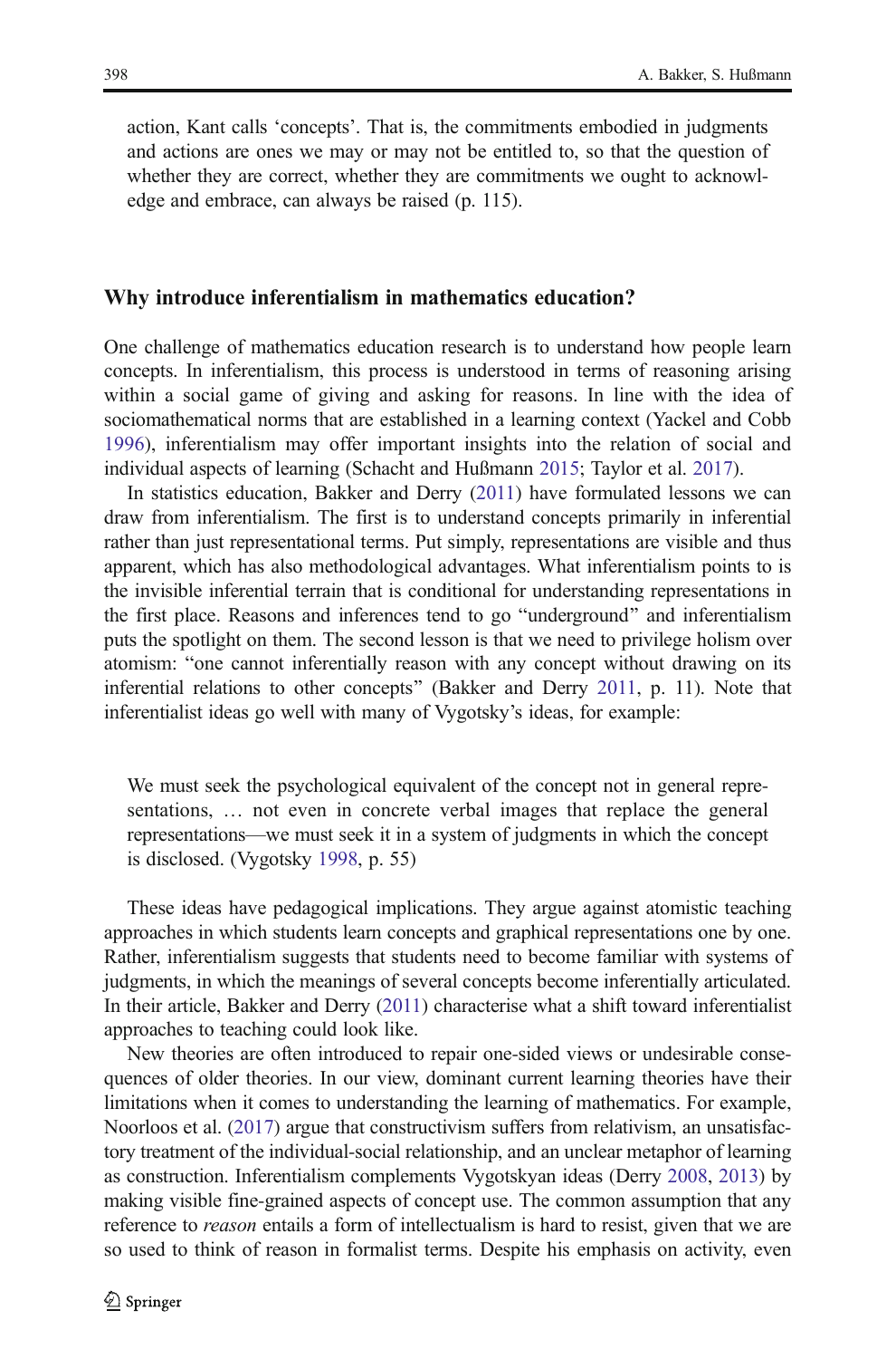action, Kant calls 'concepts'. That is, the commitments embodied in judgments and actions are ones we may or may not be entitled to, so that the question of whether they are correct, whether they are commitments we ought to acknowledge and embrace, can always be raised (p. 115).

## Why introduce inferentialism in mathematics education?

One challenge of mathematics education research is to understand how people learn concepts. In inferentialism, this process is understood in terms of reasoning arising within a social game of giving and asking for reasons. In line with the idea of sociomathematical norms that are established in a learning context (Yackel and Cobb 1996), inferentialism may offer important insights into the relation of social and individual aspects of learning (Schacht and Hußmann 2015; Taylor et al. 2017).

In statistics education, Bakker and Derry (2011) have formulated lessons we can draw from inferentialism. The first is to understand concepts primarily in inferential rather than just representational terms. Put simply, representations are visible and thus apparent, which has also methodological advantages. What inferentialism points to is the invisible inferential terrain that is conditional for understanding representations in the first place. Reasons and inferences tend to go "underground" and inferentialism puts the spotlight on them. The second lesson is that we need to privilege holism over atomism: "one cannot inferentially reason with any concept without drawing on its inferential relations to other concepts" (Bakker and Derry 2011, p. 11). Note that inferentialist ideas go well with many of Vygotsky's ideas, for example:

> We must seek the psychological equivalent of the concept not in general representations, … not even in concrete verbal images that replace the general representations—we must seek it in a system of judgments in which the concept is disclosed. (Vygotsky 1998, p. 55)

These ideas have pedagogical implications. They argue against atomistic teaching approaches in which students learn concepts and graphical representations one by one. Rather, inferentialism suggests that students need to become familiar with systems of judgments, in which the meanings of several concepts become inferentially articulated. In their article, Bakker and Derry (2011) characterise what a shift toward inferentialist approaches to teaching could look like.

New theories are often introduced to repair one-sided views or undesirable consequences of older theories. In our view, dominant current learning theories have their limitations when it comes to understanding the learning of mathematics. For example, Noorloos et al. (2017) argue that constructivism suffers from relativism, an unsatisfactory treatment of the individual-social relationship, and an unclear metaphor of learning as construction. Inferentialism complements Vygotskyan ideas (Derry 2008, 2013) by making visible fine-grained aspects of concept use. The common assumption that any reference to *reason* entails a form of intellectualism is hard to resist, given that we are so used to think of reason in formalist terms. Despite his emphasis on activity, even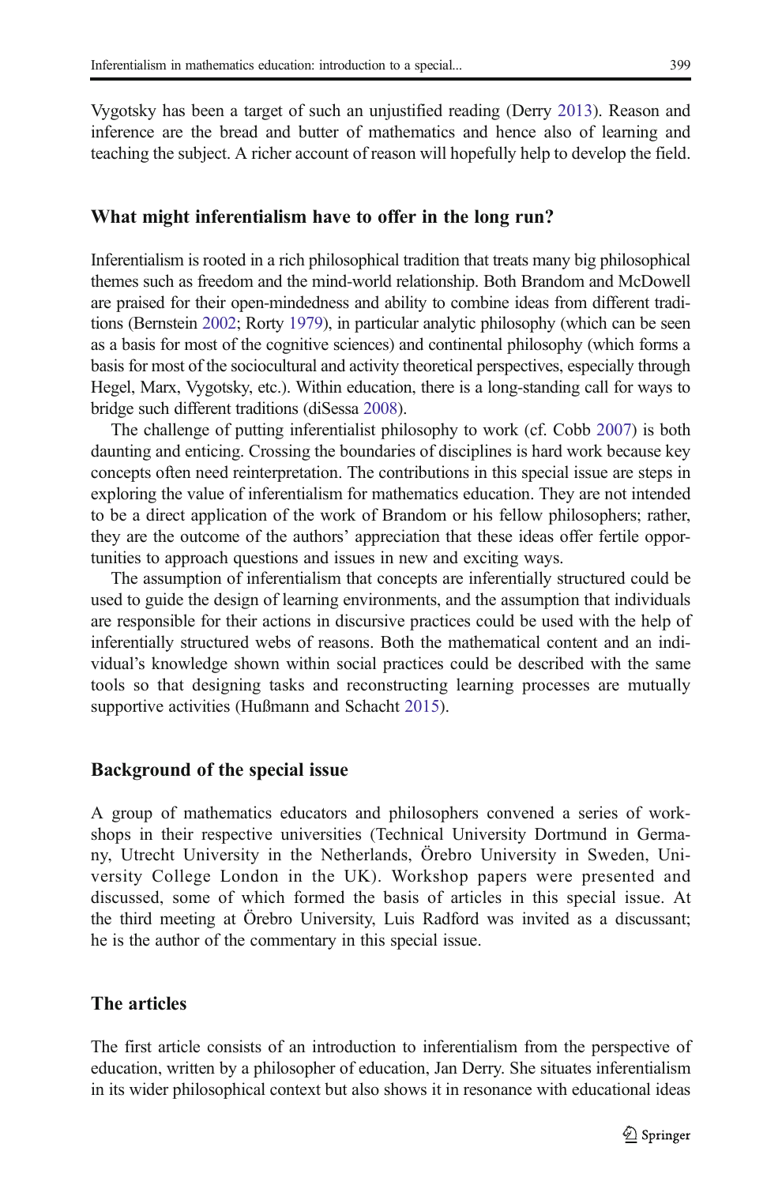Vygotsky has been a target of such an unjustified reading (Derry 2013). Reason and inference are the bread and butter of mathematics and hence also of learning and teaching the subject. A richer account of reason will hopefully help to develop the field.

## What might inferentialism have to offer in the long run?

Inferentialism is rooted in a rich philosophical tradition that treats many big philosophical themes such as freedom and the mind-world relationship. Both Brandom and McDowell are praised for their open-mindedness and ability to combine ideas from different traditions (Bernstein 2002; Rorty 1979), in particular analytic philosophy (which can be seen as a basis for most of the cognitive sciences) and continental philosophy (which forms a basis for most of the sociocultural and activity theoretical perspectives, especially through Hegel, Marx, Vygotsky, etc.). Within education, there is a long-standing call for ways to bridge such different traditions (diSessa 2008).

The challenge of putting inferentialist philosophy to work (cf. Cobb 2007) is both daunting and enticing. Crossing the boundaries of disciplines is hard work because key concepts often need reinterpretation. The contributions in this special issue are steps in exploring the value of inferentialism for mathematics education. They are not intended to be a direct application of the work of Brandom or his fellow philosophers; rather, they are the outcome of the authors' appreciation that these ideas offer fertile opportunities to approach questions and issues in new and exciting ways.

The assumption of inferentialism that concepts are inferentially structured could be used to guide the design of learning environments, and the assumption that individuals are responsible for their actions in discursive practices could be used with the help of inferentially structured webs of reasons. Both the mathematical content and an individual's knowledge shown within social practices could be described with the same tools so that designing tasks and reconstructing learning processes are mutually supportive activities (Hußmann and Schacht 2015).

## Background of the special issue

A group of mathematics educators and philosophers convened a series of workshops in their respective universities (Technical University Dortmund in Germany, Utrecht University in the Netherlands, Örebro University in Sweden, University College London in the UK). Workshop papers were presented and discussed, some of which formed the basis of articles in this special issue. At the third meeting at Örebro University, Luis Radford was invited as a discussant; he is the author of the commentary in this special issue.

## The articles

The first article consists of an introduction to inferentialism from the perspective of education, written by a philosopher of education, Jan Derry. She situates inferentialism in its wider philosophical context but also shows it in resonance with educational ideas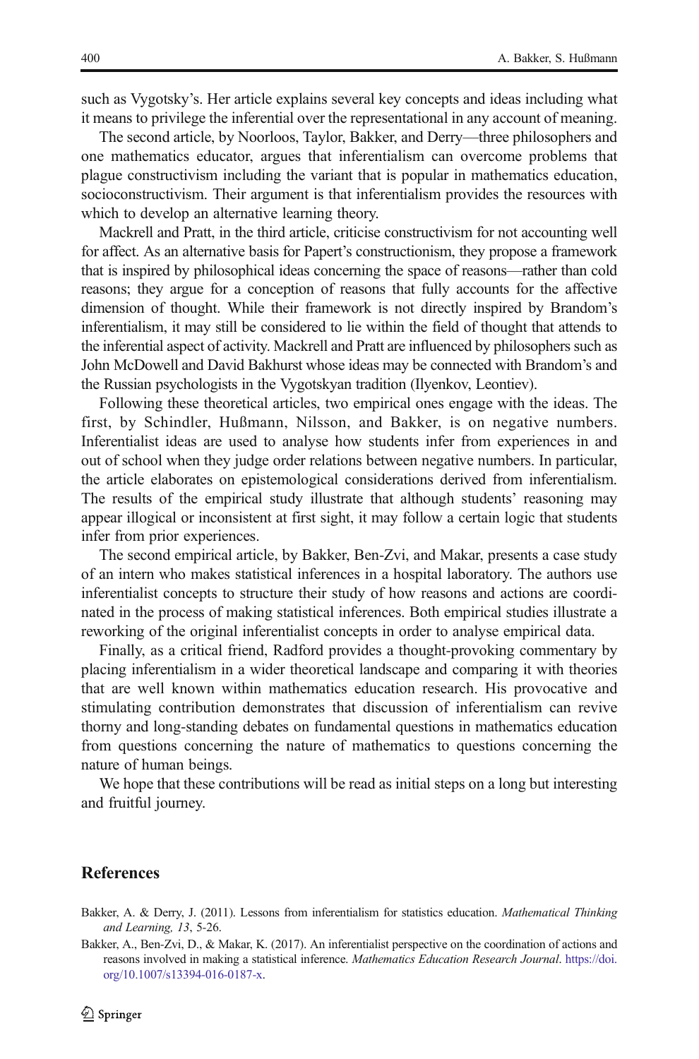such as Vygotsky's. Her article explains several key concepts and ideas including what it means to privilege the inferential over the representational in any account of meaning.

The second article, by Noorloos, Taylor, Bakker, and Derry—three philosophers and one mathematics educator, argues that inferentialism can overcome problems that plague constructivism including the variant that is popular in mathematics education, socioconstructivism. Their argument is that inferentialism provides the resources with which to develop an alternative learning theory.

Mackrell and Pratt, in the third article, criticise constructivism for not accounting well for affect. As an alternative basis for Papert's constructionism, they propose a framework that is inspired by philosophical ideas concerning the space of reasons—rather than cold reasons; they argue for a conception of reasons that fully accounts for the affective dimension of thought. While their framework is not directly inspired by Brandom's inferentialism, it may still be considered to lie within the field of thought that attends to the inferential aspect of activity. Mackrell and Pratt are influenced by philosophers such as John McDowell and David Bakhurst whose ideas may be connected with Brandom's and the Russian psychologists in the Vygotskyan tradition (Ilyenkov, Leontiev).

Following these theoretical articles, two empirical ones engage with the ideas. The first, by Schindler, Hußmann, Nilsson, and Bakker, is on negative numbers. Inferentialist ideas are used to analyse how students infer from experiences in and out of school when they judge order relations between negative numbers. In particular, the article elaborates on epistemological considerations derived from inferentialism. The results of the empirical study illustrate that although students' reasoning may appear illogical or inconsistent at first sight, it may follow a certain logic that students infer from prior experiences.

The second empirical article, by Bakker, Ben-Zvi, and Makar, presents a case study of an intern who makes statistical inferences in a hospital laboratory. The authors use inferentialist concepts to structure their study of how reasons and actions are coordinated in the process of making statistical inferences. Both empirical studies illustrate a reworking of the original inferentialist concepts in order to analyse empirical data.

Finally, as a critical friend, Radford provides a thought-provoking commentary by placing inferentialism in a wider theoretical landscape and comparing it with theories that are well known within mathematics education research. His provocative and stimulating contribution demonstrates that discussion of inferentialism can revive thorny and long-standing debates on fundamental questions in mathematics education from questions concerning the nature of mathematics to questions concerning the nature of human beings.

We hope that these contributions will be read as initial steps on a long but interesting and fruitful journey.

## References

Bakker, A. & Derry, J. (2011). Lessons from inferentialism for statistics education. *Mathematical Thinking and Learning, 13*, 5-26.

Bakker, A., Ben-Zvi, D., & Makar, K. (2017). An inferentialist perspective on the coordination of actions and reasons involved in making a statistical inference. *Mathematics Education Research Journal*. https://doi.org/10.1007/s13394-016-0187-x.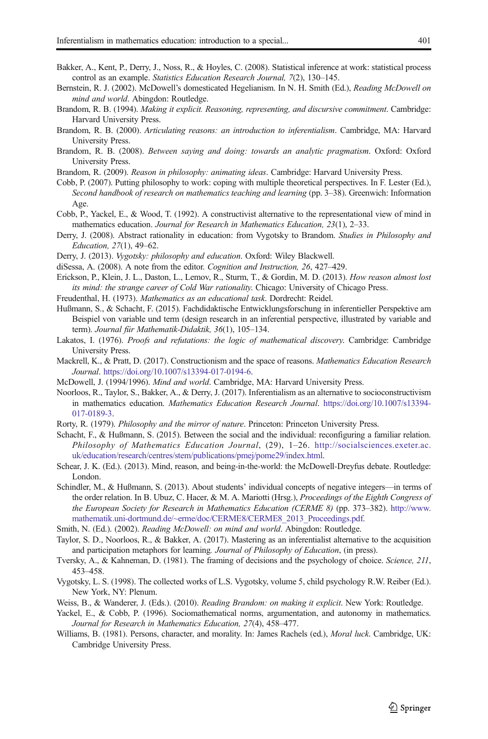Bakker, A., Kent, P., Derry, J., Noss, R., & Hoyles, C. (2008). Statistical inference at work: statistical process control as an example. *Statistics Education Research Journal, 7*(2), 130–145.

Bernstein, R. J. (2002). McDowell's domesticated Hegelianism. In N. H. Smith (Ed.), *Reading McDowell on mind and world*. Abingdon: Routledge.

Brandom, R. B. (1994). *Making it explicit. Reasoning, representing, and discursive commitment*. Cambridge: Harvard University Press.

Brandom, R. B. (2000). *Articulating reasons: an introduction to inferentialism*. Cambridge, MA: Harvard University Press.

Brandom, R. B. (2008). *Between saying and doing: towards an analytic pragmatism*. Oxford: Oxford University Press.

Brandom, R. (2009). *Reason in philosophy: animating ideas*. Cambridge: Harvard University Press.

Cobb, P. (2007). Putting philosophy to work: coping with multiple theoretical perspectives. In F. Lester (Ed.), *Second handbook of research on mathematics teaching and learning* (pp. 3–38). Greenwich: Information Age.

Cobb, P., Yackel, E., & Wood, T. (1992). A constructivist alternative to the representational view of mind in mathematics education. *Journal for Research in Mathematics Education, 23*(1), 2–33.

Derry, J. (2008). Abstract rationality in education: from Vygotsky to Brandom. *Studies in Philosophy and Education, 27*(1), 49–62.

Derry, J. (2013). *Vygotsky: philosophy and education*. Oxford: Wiley Blackwell.

diSessa, A. (2008). A note from the editor. *Cognition and Instruction, 26*, 427–429.

Erickson, P., Klein, J. L., Daston, L., Lemov, R., Sturm, T., & Gordin, M. D. (2013). *How reason almost lost its mind: the strange career of Cold War rationality*. Chicago: University of Chicago Press.

Freudenthal, H. (1973). *Mathematics as an educational task*. Dordrecht: Reidel.

Hußmann, S., & Schacht, F. (2015). Fachdidaktische Entwicklungsforschung in inferentieller Perspektive am Beispiel von variable und term (design research in an inferential perspective, illustrated by variable and term). *Journal für Mathematik-Didaktik, 36*(1), 105–134.

Lakatos, I. (1976). *Proofs and refutations: the logic of mathematical discovery*. Cambridge: Cambridge University Press.

Mackrell, K., & Pratt, D. (2017). Constructionism and the space of reasons. *Mathematics Education Research Journal*. https://doi.org/10.1007/s13394-017-0194-6.

McDowell, J. (1994/1996). *Mind and world*. Cambridge, MA: Harvard University Press.

Noorloos, R., Taylor, S., Bakker, A., & Derry, J. (2017). Inferentialism as an alternative to socioconstructivism in mathematics education. *Mathematics Education Research Journal*. https://doi.org/10.1007/s13394-017-0189-3.

Rorty, R. (1979). *Philosophy and the mirror of nature*. Princeton: Princeton University Press.

Schacht, F., & Hußmann, S. (2015). Between the social and the individual: reconfiguring a familiar relation. *Philosophy of Mathematics Education Journal*, (29), 1–26. http://socialsciences.exeter.ac.uk/education/research/centres/stem/publications/pmej/pome29/index.html.

Schear, J. K. (Ed.). (2013). Mind, reason, and being-in-the-world: the McDowell-Dreyfus debate. Routledge: London.

Schindler, M., & Hußmann, S. (2013). About students' individual concepts of negative integers—in terms of the order relation. In B. Ubuz, C. Hacer, & M. A. Mariotti (Hrsg.), *Proceedings of the Eighth Congress of the European Society for Research in Mathematics Education (CERME 8)* (pp. 373–382). http://www.mathematik.uni-dortmund.de/~erme/doc/CERME8/CERME8_2013_Proceedings.pdf.

Smith, N. (Ed.). (2002). *Reading McDowell: on mind and world*. Abingdon: Routledge.

Taylor, S. D., Noorloos, R., & Bakker, A. (2017). Mastering as an inferentialist alternative to the acquisition and participation metaphors for learning. *Journal of Philosophy of Education*, (in press).

Tversky, A., & Kahneman, D. (1981). The framing of decisions and the psychology of choice. *Science, 211*, 453–458.

Vygotsky, L. S. (1998). The collected works of L.S. Vygotsky, volume 5, child psychology R.W. Reiber (Ed.). New York, NY: Plenum.

Weiss, B., & Wanderer, J. (Eds.). (2010). *Reading Brandom: on making it explicit*. New York: Routledge.

Yackel, E., & Cobb, P. (1996). Sociomathematical norms, argumentation, and autonomy in mathematics. *Journal for Research in Mathematics Education, 27*(4), 458–477.

Williams, B. (1981). Persons, character, and morality. In: James Rachels (ed.), *Moral luck*. Cambridge, UK: Cambridge University Press.